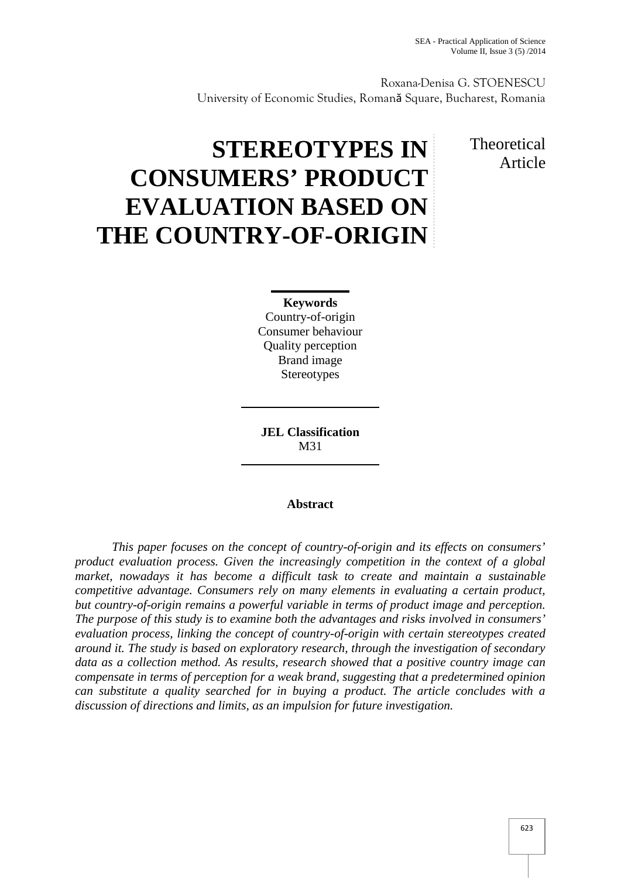Roxana-Denisa G. STOENESCU
University of Economic Studies, Romană Square, Bucharest, Romania

# STEREOTYPES IN CONSUMERS' PRODUCT EVALUATION BASED ON THE COUNTRY-OF-ORIGIN

Theoretical Article

**Keywords**
Country-of-origin
Consumer behaviour
Quality perception
Brand image
Stereotypes

**JEL Classification**
M31

## Abstract

*This paper focuses on the concept of country-of-origin and its effects on consumers' product evaluation process. Given the increasingly competition in the context of a global market, nowadays it has become a difficult task to create and maintain a sustainable competitive advantage. Consumers rely on many elements in evaluating a certain product, but country-of-origin remains a powerful variable in terms of product image and perception. The purpose of this study is to examine both the advantages and risks involved in consumers' evaluation process, linking the concept of country-of-origin with certain stereotypes created around it. The study is based on exploratory research, through the investigation of secondary data as a collection method. As results, research showed that a positive country image can compensate in terms of perception for a weak brand, suggesting that a predetermined opinion can substitute a quality searched for in buying a product. The article concludes with a discussion of directions and limits, as an impulsion for future investigation.*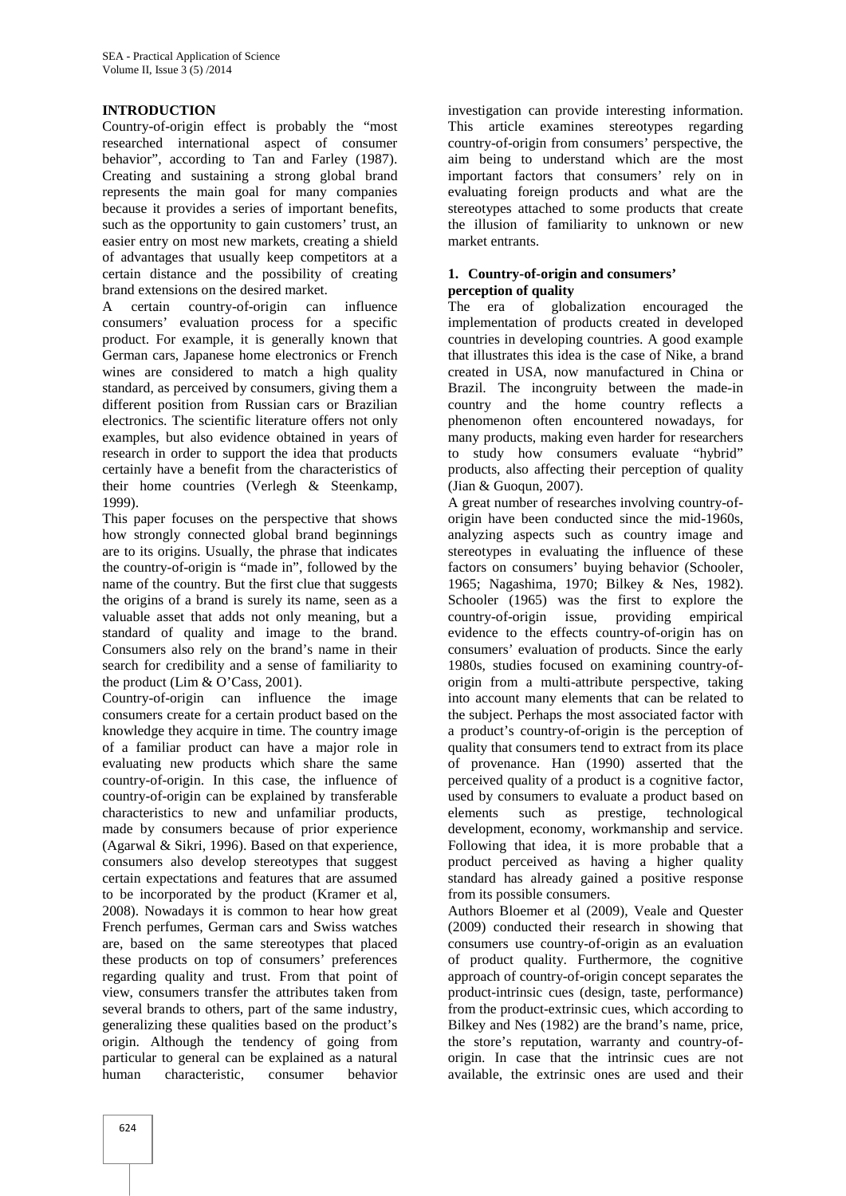## INTRODUCTION

Country-of-origin effect is probably the "most researched international aspect of consumer behavior", according to Tan and Farley (1987). Creating and sustaining a strong global brand represents the main goal for many companies because it provides a series of important benefits, such as the opportunity to gain customers' trust, an easier entry on most new markets, creating a shield of advantages that usually keep competitors at a certain distance and the possibility of creating brand extensions on the desired market.

A certain country-of-origin can influence consumers' evaluation process for a specific product. For example, it is generally known that German cars, Japanese home electronics or French wines are considered to match a high quality standard, as perceived by consumers, giving them a different position from Russian cars or Brazilian electronics. The scientific literature offers not only examples, but also evidence obtained in years of research in order to support the idea that products certainly have a benefit from the characteristics of their home countries (Verlegh & Steenkamp, 1999).

This paper focuses on the perspective that shows how strongly connected global brand beginnings are to its origins. Usually, the phrase that indicates the country-of-origin is "made in", followed by the name of the country. But the first clue that suggests the origins of a brand is surely its name, seen as a valuable asset that adds not only meaning, but a standard of quality and image to the brand. Consumers also rely on the brand's name in their search for credibility and a sense of familiarity to the product (Lim & O'Cass, 2001).

Country-of-origin can influence the image consumers create for a certain product based on the knowledge they acquire in time. The country image of a familiar product can have a major role in evaluating new products which share the same country-of-origin. In this case, the influence of country-of-origin can be explained by transferable characteristics to new and unfamiliar products, made by consumers because of prior experience (Agarwal & Sikri, 1996). Based on that experience, consumers also develop stereotypes that suggest certain expectations and features that are assumed to be incorporated by the product (Kramer et al, 2008). Nowadays it is common to hear how great French perfumes, German cars and Swiss watches are, based on the same stereotypes that placed these products on top of consumers' preferences regarding quality and trust. From that point of view, consumers transfer the attributes taken from several brands to others, part of the same industry, generalizing these qualities based on the product's origin. Although the tendency of going from particular to general can be explained as a natural human characteristic, consumer behavior investigation can provide interesting information. This article examines stereotypes regarding country-of-origin from consumers' perspective, the aim being to understand which are the most important factors that consumers' rely on in evaluating foreign products and what are the stereotypes attached to some products that create the illusion of familiarity to unknown or new market entrants.

## 1. Country-of-origin and consumers' perception of quality

The era of globalization encouraged the implementation of products created in developed countries in developing countries. A good example that illustrates this idea is the case of Nike, a brand created in USA, now manufactured in China or Brazil. The incongruity between the made-in country and the home country reflects a phenomenon often encountered nowadays, for many products, making even harder for researchers to study how consumers evaluate "hybrid" products, also affecting their perception of quality (Jian & Guoqun, 2007).

A great number of researches involving country-of-origin have been conducted since the mid-1960s, analyzing aspects such as country image and stereotypes in evaluating the influence of these factors on consumers' buying behavior (Schooler, 1965; Nagashima, 1970; Bilkey & Nes, 1982). Schooler (1965) was the first to explore the country-of-origin issue, providing empirical evidence to the effects country-of-origin has on consumers' evaluation of products. Since the early 1980s, studies focused on examining country-of-origin from a multi-attribute perspective, taking into account many elements that can be related to the subject. Perhaps the most associated factor with a product's country-of-origin is the perception of quality that consumers tend to extract from its place of provenance. Han (1990) asserted that the perceived quality of a product is a cognitive factor, used by consumers to evaluate a product based on elements such as prestige, technological development, economy, workmanship and service. Following that idea, it is more probable that a product perceived as having a higher quality standard has already gained a positive response from its possible consumers.

Authors Bloemer et al (2009), Veale and Quester (2009) conducted their research in showing that consumers use country-of-origin as an evaluation of product quality. Furthermore, the cognitive approach of country-of-origin concept separates the product-intrinsic cues (design, taste, performance) from the product-extrinsic cues, which according to Bilkey and Nes (1982) are the brand's name, price, the store's reputation, warranty and country-of-origin. In case that the intrinsic cues are not available, the extrinsic ones are used and their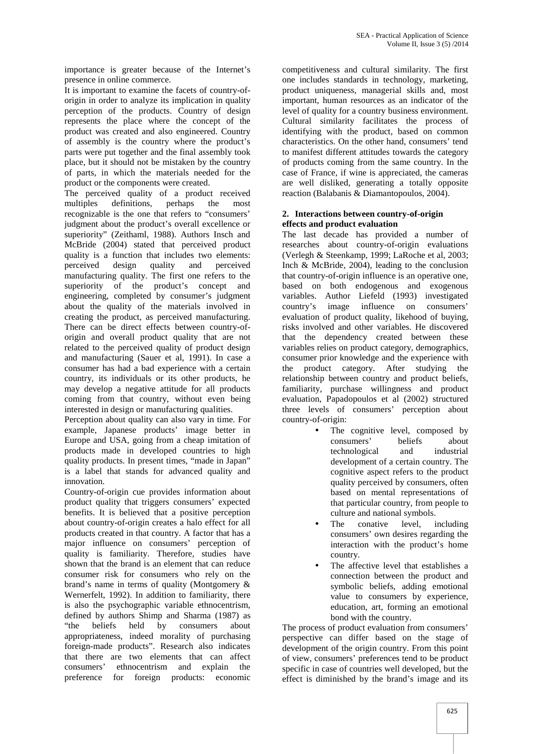importance is greater because of the Internet's presence in online commerce.

It is important to examine the facets of country-of-origin in order to analyze its implication in quality perception of the products. Country of design represents the place where the concept of the product was created and also engineered. Country of assembly is the country where the product's parts were put together and the final assembly took place, but it should not be mistaken by the country of parts, in which the materials needed for the product or the components were created.

The perceived quality of a product received multiples definitions, perhaps the most recognizable is the one that refers to "consumers' judgment about the product's overall excellence or superiority" (Zeithaml, 1988). Authors Insch and McBride (2004) stated that perceived product quality is a function that includes two elements: perceived design quality and perceived manufacturing quality. The first one refers to the superiority of the product's concept and engineering, completed by consumer's judgment about the quality of the materials involved in creating the product, as perceived manufacturing. There can be direct effects between country-of-origin and overall product quality that are not related to the perceived quality of product design and manufacturing (Sauer et al, 1991). In case a consumer has had a bad experience with a certain country, its individuals or its other products, he may develop a negative attitude for all products coming from that country, without even being interested in design or manufacturing qualities.

Perception about quality can also vary in time. For example, Japanese products' image better in Europe and USA, going from a cheap imitation of products made in developed countries to high quality products. In present times, "made in Japan" is a label that stands for advanced quality and innovation.

Country-of-origin cue provides information about product quality that triggers consumers' expected benefits. It is believed that a positive perception about country-of-origin creates a halo effect for all products created in that country. A factor that has a major influence on consumers' perception of quality is familiarity. Therefore, studies have shown that the brand is an element that can reduce consumer risk for consumers who rely on the brand's name in terms of quality (Montgomery & Wernerfelt, 1992). In addition to familiarity, there is also the psychographic variable ethnocentrism, defined by authors Shimp and Sharma (1987) as "the beliefs held by consumers about appropriateness, indeed morality of purchasing foreign-made products". Research also indicates that there are two elements that can affect consumers' ethnocentrism and explain the preference for foreign products: economic competitiveness and cultural similarity. The first one includes standards in technology, marketing, product uniqueness, managerial skills and, most important, human resources as an indicator of the level of quality for a country business environment. Cultural similarity facilitates the process of identifying with the product, based on common characteristics. On the other hand, consumers' tend to manifest different attitudes towards the category of products coming from the same country. In the case of France, if wine is appreciated, the cameras are well disliked, generating a totally opposite reaction (Balabanis & Diamantopoulos, 2004).

## 2. Interactions between country-of-origin effects and product evaluation

The last decade has provided a number of researches about country-of-origin evaluations (Verlegh & Steenkamp, 1999; LaRoche et al, 2003; Inch & McBride, 2004), leading to the conclusion that country-of-origin influence is an operative one, based on both endogenous and exogenous variables. Author Liefeld (1993) investigated country's image influence on consumers' evaluation of product quality, likehood of buying, risks involved and other variables. He discovered that the dependency created between these variables relies on product category, demographics, consumer prior knowledge and the experience with the product category. After studying the relationship between country and product beliefs, familiarity, purchase willingness and product evaluation, Papadopoulos et al (2002) structured three levels of consumers' perception about country-of-origin:

- The cognitive level, composed by consumers' beliefs about technological and industrial development of a certain country. The cognitive aspect refers to the product quality perceived by consumers, often based on mental representations of that particular country, from people to culture and national symbols.
- The conative level, including consumers' own desires regarding the interaction with the product's home country.
- The affective level that establishes a connection between the product and symbolic beliefs, adding emotional value to consumers by experience, education, art, forming an emotional bond with the country.

The process of product evaluation from consumers' perspective can differ based on the stage of development of the origin country. From this point of view, consumers' preferences tend to be product specific in case of countries well developed, but the effect is diminished by the brand's image and its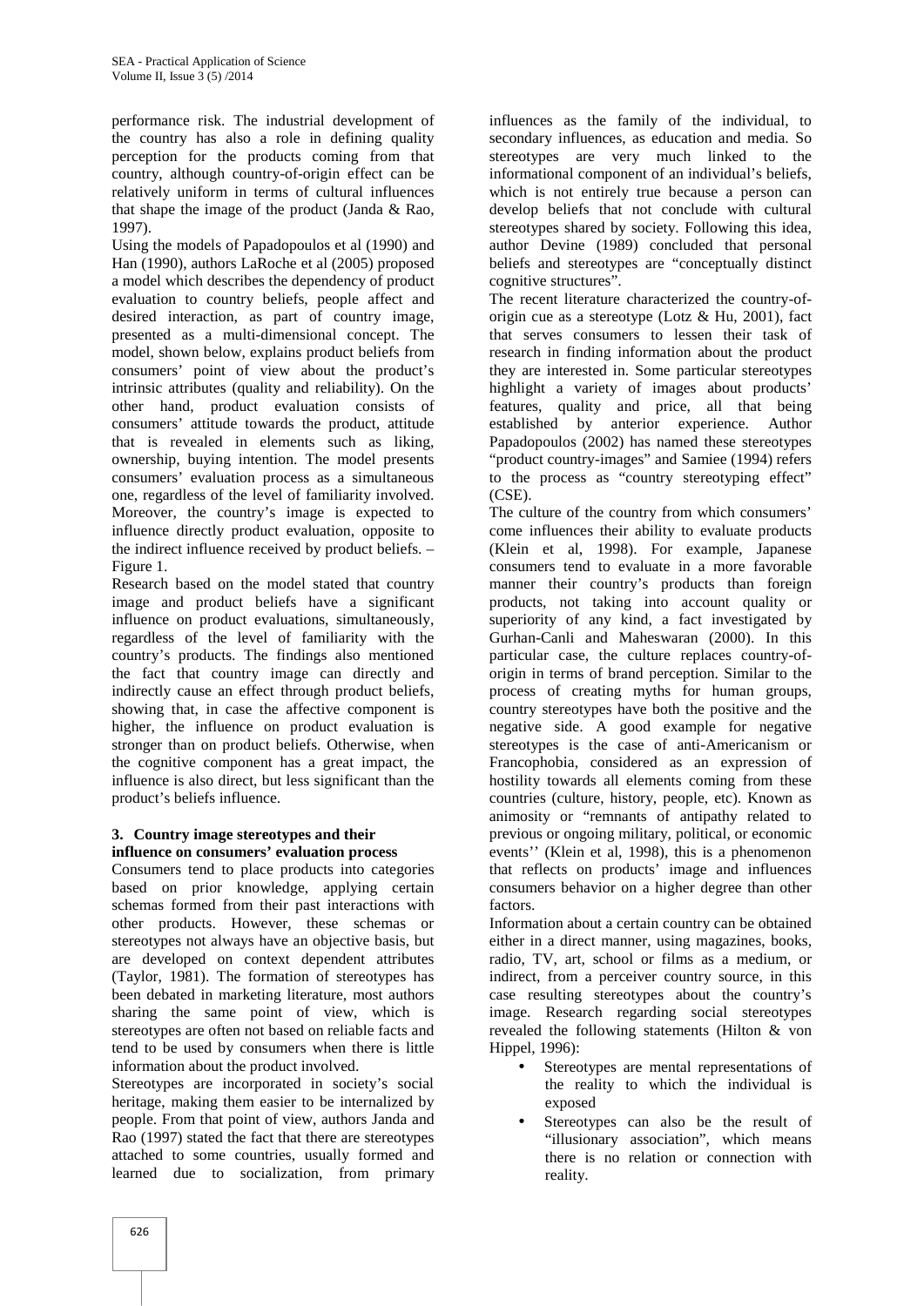performance risk. The industrial development of the country has also a role in defining quality perception for the products coming from that country, although country-of-origin effect can be relatively uniform in terms of cultural influences that shape the image of the product (Janda & Rao, 1997).

Using the models of Papadopoulos et al (1990) and Han (1990), authors LaRoche et al (2005) proposed a model which describes the dependency of product evaluation to country beliefs, people affect and desired interaction, as part of country image, presented as a multi-dimensional concept. The model, shown below, explains product beliefs from consumers' point of view about the product's intrinsic attributes (quality and reliability). On the other hand, product evaluation consists of consumers' attitude towards the product, attitude that is revealed in elements such as liking, ownership, buying intention. The model presents consumers' evaluation process as a simultaneous one, regardless of the level of familiarity involved. Moreover, the country's image is expected to influence directly product evaluation, opposite to the indirect influence received by product beliefs. – Figure 1.

Research based on the model stated that country image and product beliefs have a significant influence on product evaluations, simultaneously, regardless of the level of familiarity with the country's products. The findings also mentioned the fact that country image can directly and indirectly cause an effect through product beliefs, showing that, in case the affective component is higher, the influence on product evaluation is stronger than on product beliefs. Otherwise, when the cognitive component has a great impact, the influence is also direct, but less significant than the product's beliefs influence.

## 3. Country image stereotypes and their influence on consumers' evaluation process

Consumers tend to place products into categories based on prior knowledge, applying certain schemas formed from their past interactions with other products. However, these schemas or stereotypes not always have an objective basis, but are developed on context dependent attributes (Taylor, 1981). The formation of stereotypes has been debated in marketing literature, most authors sharing the same point of view, which is stereotypes are often not based on reliable facts and tend to be used by consumers when there is little information about the product involved.

Stereotypes are incorporated in society's social heritage, making them easier to be internalized by people. From that point of view, authors Janda and Rao (1997) stated the fact that there are stereotypes attached to some countries, usually formed and learned due to socialization, from primary influences as the family of the individual, to secondary influences, as education and media. So stereotypes are very much linked to the informational component of an individual's beliefs, which is not entirely true because a person can develop beliefs that not conclude with cultural stereotypes shared by society. Following this idea, author Devine (1989) concluded that personal beliefs and stereotypes are "conceptually distinct cognitive structures".

The recent literature characterized the country-of-origin cue as a stereotype (Lotz & Hu, 2001), fact that serves consumers to lessen their task of research in finding information about the product they are interested in. Some particular stereotypes highlight a variety of images about products' features, quality and price, all that being established by anterior experience. Author Papadopoulos (2002) has named these stereotypes "product country-images" and Samiee (1994) refers to the process as "country stereotyping effect" (CSE).

The culture of the country from which consumers' come influences their ability to evaluate products (Klein et al, 1998). For example, Japanese consumers tend to evaluate in a more favorable manner their country's products than foreign products, not taking into account quality or superiority of any kind, a fact investigated by Gurhan-Canli and Maheswaran (2000). In this particular case, the culture replaces country-of-origin in terms of brand perception. Similar to the process of creating myths for human groups, country stereotypes have both the positive and the negative side. A good example for negative stereotypes is the case of anti-Americanism or Francophobia, considered as an expression of hostility towards all elements coming from these countries (culture, history, people, etc). Known as animosity or "remnants of antipathy related to previous or ongoing military, political, or economic events'' (Klein et al, 1998), this is a phenomenon that reflects on products' image and influences consumers behavior on a higher degree than other factors.

Information about a certain country can be obtained either in a direct manner, using magazines, books, radio, TV, art, school or films as a medium, or indirect, from a perceiver country source, in this case resulting stereotypes about the country's image. Research regarding social stereotypes revealed the following statements (Hilton & von Hippel, 1996):

- Stereotypes are mental representations of the reality to which the individual is exposed
- Stereotypes can also be the result of "illusionary association", which means there is no relation or connection with reality.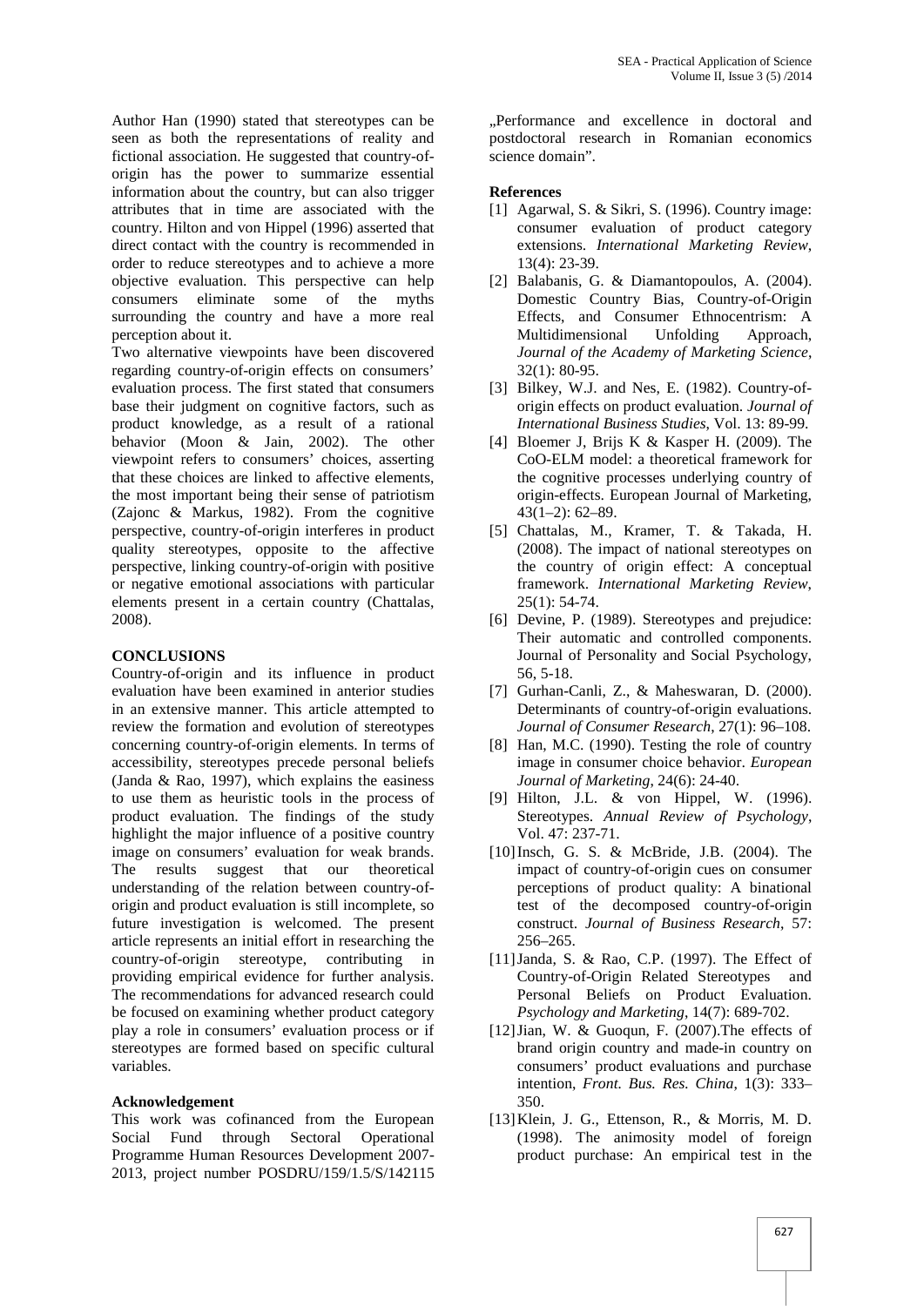Author Han (1990) stated that stereotypes can be seen as both the representations of reality and fictional association. He suggested that country-of-origin has the power to summarize essential information about the country, but can also trigger attributes that in time are associated with the country. Hilton and von Hippel (1996) asserted that direct contact with the country is recommended in order to reduce stereotypes and to achieve a more objective evaluation. This perspective can help consumers eliminate some of the myths surrounding the country and have a more real perception about it.

Two alternative viewpoints have been discovered regarding country-of-origin effects on consumers' evaluation process. The first stated that consumers base their judgment on cognitive factors, such as product knowledge, as a result of a rational behavior (Moon & Jain, 2002). The other viewpoint refers to consumers' choices, asserting that these choices are linked to affective elements, the most important being their sense of patriotism (Zajonc & Markus, 1982). From the cognitive perspective, country-of-origin interferes in product quality stereotypes, opposite to the affective perspective, linking country-of-origin with positive or negative emotional associations with particular elements present in a certain country (Chattalas, 2008).

## CONCLUSIONS

Country-of-origin and its influence in product evaluation have been examined in anterior studies in an extensive manner. This article attempted to review the formation and evolution of stereotypes concerning country-of-origin elements. In terms of accessibility, stereotypes precede personal beliefs (Janda & Rao, 1997), which explains the easiness to use them as heuristic tools in the process of product evaluation. The findings of the study highlight the major influence of a positive country image on consumers' evaluation for weak brands. The results suggest that our theoretical understanding of the relation between country-of-origin and product evaluation is still incomplete, so future investigation is welcomed. The present article represents an initial effort in researching the country-of-origin stereotype, contributing in providing empirical evidence for further analysis. The recommendations for advanced research could be focused on examining whether product category play a role in consumers' evaluation process or if stereotypes are formed based on specific cultural variables.

### Acknowledgement

This work was cofinanced from the European Social Fund through Sectoral Operational Programme Human Resources Development 2007-2013, project number POSDRU/159/1.5/S/142115 „Performance and excellence in doctoral and postdoctoral research in Romanian economics science domain".

### References

[1] Agarwal, S. & Sikri, S. (1996). Country image: consumer evaluation of product category extensions. *International Marketing Review*, 13(4): 23-39.

[2] Balabanis, G. & Diamantopoulos, A. (2004). Domestic Country Bias, Country-of-Origin Effects, and Consumer Ethnocentrism: A Multidimensional Unfolding Approach, *Journal of the Academy of Marketing Science*, 32(1): 80-95.

[3] Bilkey, W.J. and Nes, E. (1982). Country-of-origin effects on product evaluation. *Journal of International Business Studies*, Vol. 13: 89-99.

[4] Bloemer J, Brijs K & Kasper H. (2009). The CoO-ELM model: a theoretical framework for the cognitive processes underlying country of origin-effects. European Journal of Marketing, 43(1–2): 62–89.

[5] Chattalas, M., Kramer, T. & Takada, H. (2008). The impact of national stereotypes on the country of origin effect: A conceptual framework. *International Marketing Review*, 25(1): 54-74.

[6] Devine, P. (1989). Stereotypes and prejudice: Their automatic and controlled components. Journal of Personality and Social Psychology, 56, 5-18.

[7] Gurhan-Canli, Z., & Maheswaran, D. (2000). Determinants of country-of-origin evaluations. *Journal of Consumer Research*, 27(1): 96–108.

[8] Han, M.C. (1990). Testing the role of country image in consumer choice behavior. *European Journal of Marketing*, 24(6): 24-40.

[9] Hilton, J.L. & von Hippel, W. (1996). Stereotypes. *Annual Review of Psychology*, Vol. 47: 237-71.

[10] Insch, G. S. & McBride, J.B. (2004). The impact of country-of-origin cues on consumer perceptions of product quality: A binational test of the decomposed country-of-origin construct. *Journal of Business Research*, 57: 256–265.

[11] Janda, S. & Rao, C.P. (1997). The Effect of Country-of-Origin Related Stereotypes and Personal Beliefs on Product Evaluation. *Psychology and Marketing*, 14(7): 689-702.

[12] Jian, W. & Guoqun, F. (2007).The effects of brand origin country and made-in country on consumers' product evaluations and purchase intention, *Front. Bus. Res. China*, 1(3): 333–350.

[13] Klein, J. G., Ettenson, R., & Morris, M. D. (1998). The animosity model of foreign product purchase: An empirical test in the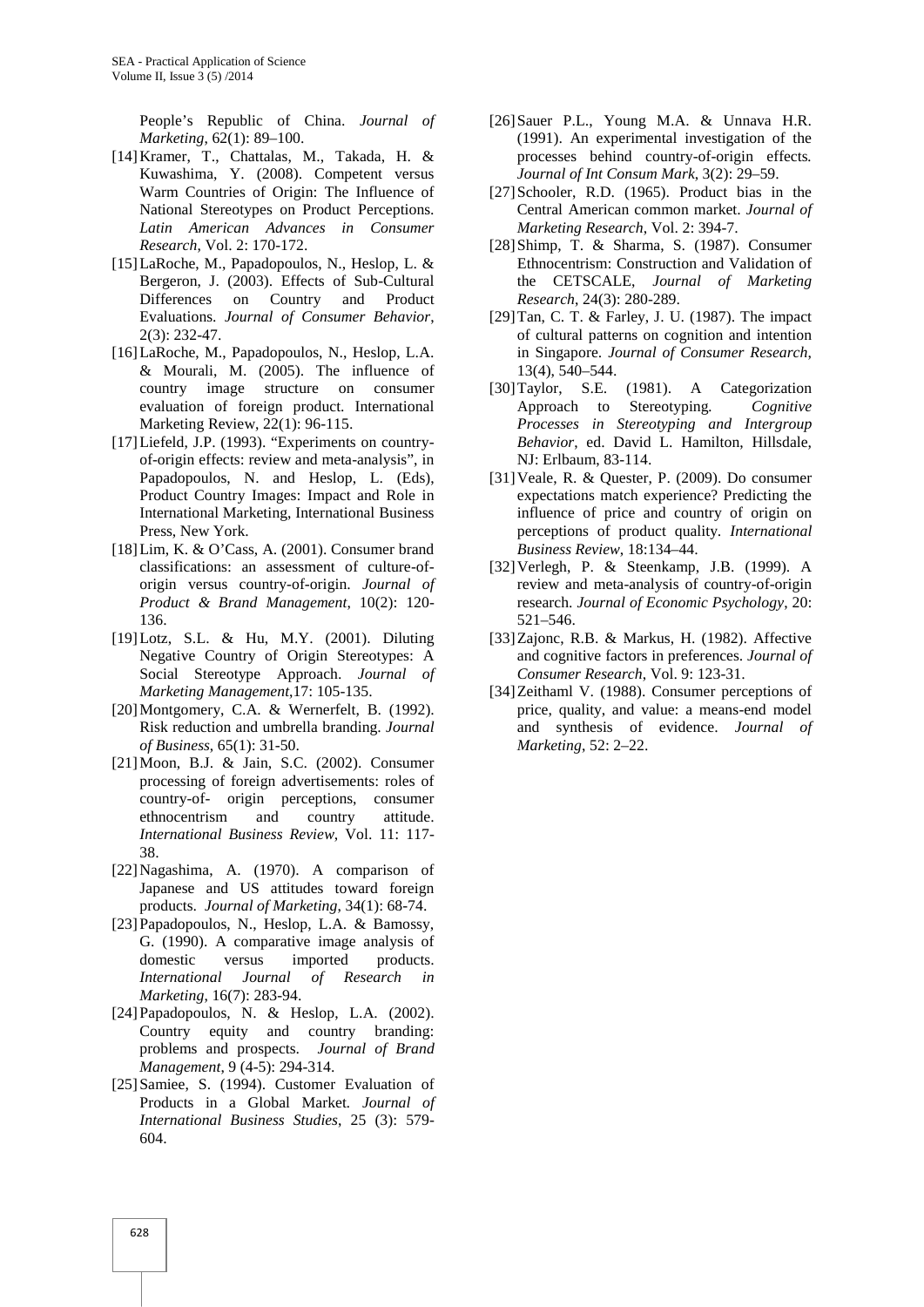People's Republic of China. *Journal of Marketing*, 62(1): 89–100.

[14] Kramer, T., Chattalas, M., Takada, H. & Kuwashima, Y. (2008). Competent versus Warm Countries of Origin: The Influence of National Stereotypes on Product Perceptions. *Latin American Advances in Consumer Research*, Vol. 2: 170-172.

[15] LaRoche, M., Papadopoulos, N., Heslop, L. & Bergeron, J. (2003). Effects of Sub-Cultural Differences on Country and Product Evaluations. *Journal of Consumer Behavior*, 2(3): 232-47.

[16] LaRoche, M., Papadopoulos, N., Heslop, L.A. & Mourali, M. (2005). The influence of country image structure on consumer evaluation of foreign product. International Marketing Review, 22(1): 96-115.

[17] Liefeld, J.P. (1993). "Experiments on country-of-origin effects: review and meta-analysis", in Papadopoulos, N. and Heslop, L. (Eds), Product Country Images: Impact and Role in International Marketing, International Business Press, New York.

[18] Lim, K. & O'Cass, A. (2001). Consumer brand classifications: an assessment of culture-of-origin versus country-of-origin. *Journal of Product & Brand Management*, 10(2): 120-136.

[19] Lotz, S.L. & Hu, M.Y. (2001). Diluting Negative Country of Origin Stereotypes: A Social Stereotype Approach. *Journal of Marketing Management*,17: 105-135.

[20] Montgomery, C.A. & Wernerfelt, B. (1992). Risk reduction and umbrella branding. *Journal of Business*, 65(1): 31-50.

[21] Moon, B.J. & Jain, S.C. (2002). Consumer processing of foreign advertisements: roles of country-of- origin perceptions, consumer ethnocentrism and country attitude. *International Business Review*, Vol. 11: 117-38.

[22] Nagashima, A. (1970). A comparison of Japanese and US attitudes toward foreign products. *Journal of Marketing*, 34(1): 68-74.

[23] Papadopoulos, N., Heslop, L.A. & Bamossy, G. (1990). A comparative image analysis of domestic versus imported products. *International Journal of Research in Marketing*, 16(7): 283-94.

[24] Papadopoulos, N. & Heslop, L.A. (2002). Country equity and country branding: problems and prospects. *Journal of Brand Management*, 9 (4-5): 294-314.

[25] Samiee, S. (1994). Customer Evaluation of Products in a Global Market. *Journal of International Business Studies*, 25 (3): 579-604.

[26] Sauer P.L., Young M.A. & Unnava H.R. (1991). An experimental investigation of the processes behind country-of-origin effects. *Journal of Int Consum Mark*, 3(2): 29–59.

[27] Schooler, R.D. (1965). Product bias in the Central American common market. *Journal of Marketing Research*, Vol. 2: 394-7.

[28] Shimp, T. & Sharma, S. (1987). Consumer Ethnocentrism: Construction and Validation of the CETSCALE, *Journal of Marketing Research*, 24(3): 280-289.

[29] Tan, C. T. & Farley, J. U. (1987). The impact of cultural patterns on cognition and intention in Singapore. *Journal of Consumer Research*, 13(4), 540–544.

[30] Taylor, S.E. (1981). A Categorization Approach to Stereotyping. *Cognitive Processes in Stereotyping and Intergroup Behavior*, ed. David L. Hamilton, Hillsdale, NJ: Erlbaum, 83-114.

[31] Veale, R. & Quester, P. (2009). Do consumer expectations match experience? Predicting the influence of price and country of origin on perceptions of product quality. *International Business Review*, 18:134–44.

[32] Verlegh, P. & Steenkamp, J.B. (1999). A review and meta-analysis of country-of-origin research. *Journal of Economic Psychology*, 20: 521–546.

[33] Zajonc, R.B. & Markus, H. (1982). Affective and cognitive factors in preferences. *Journal of Consumer Research*, Vol. 9: 123-31.

[34] Zeithaml V. (1988). Consumer perceptions of price, quality, and value: a means-end model and synthesis of evidence. *Journal of Marketing*, 52: 2–22.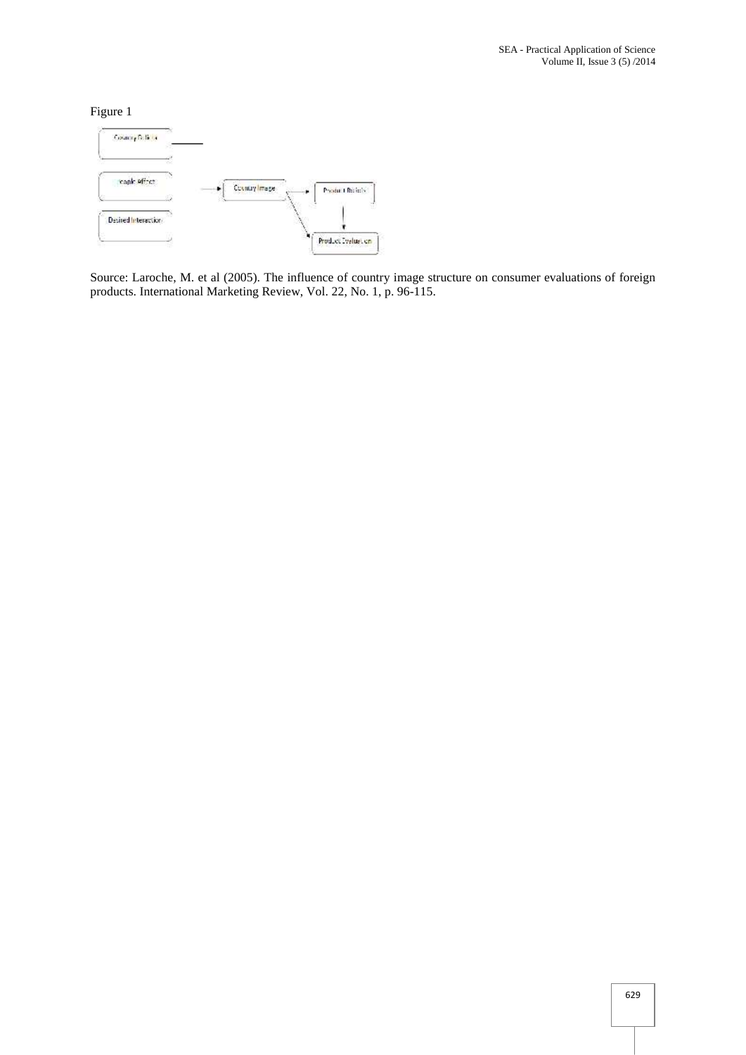Figure 1

Country Beliefs

People Affect

Desired Interaction

Country Image

Product Beliefs

Product Evaluation

Source: Laroche, M. et al (2005). The influence of country image structure on consumer evaluations of foreign products. International Marketing Review, Vol. 22, No. 1, p. 96-115.